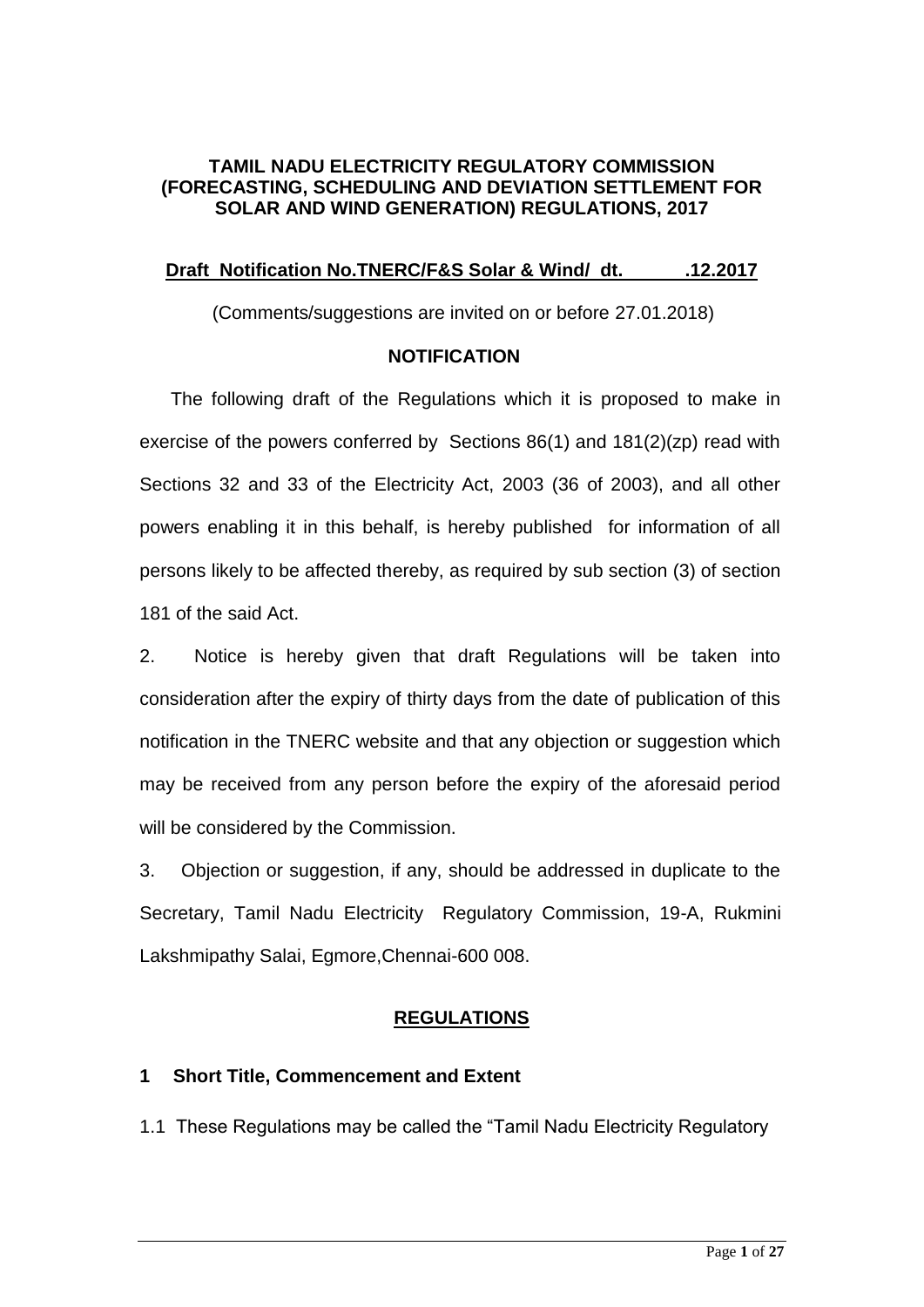**TAMIL NADU ELECTRICITY REGULATORY COMMISSION (FORECASTING, SCHEDULING AND DEVIATION SETTLEMENT FOR SOLAR AND WIND GENERATION) REGULATIONS, 2017**

**Draft Notification No.TNERC/F&S Solar & Wind/ dt. .12.2017**

(Comments/suggestions are invited on or before 27.01.2018)

**NOTIFICATION**

The following draft of the Regulations which it is proposed to make in exercise of the powers conferred by Sections 86(1) and 181(2)(zp) read with Sections 32 and 33 of the Electricity Act, 2003 (36 of 2003), and all other powers enabling it in this behalf, is hereby published for information of all persons likely to be affected thereby, as required by sub section (3) of section 181 of the said Act.

2. Notice is hereby given that draft Regulations will be taken into consideration after the expiry of thirty days from the date of publication of this notification in the TNERC website and that any objection or suggestion which may be received from any person before the expiry of the aforesaid period will be considered by the Commission.

3. Objection or suggestion, if any, should be addressed in duplicate to the Secretary, Tamil Nadu Electricity Regulatory Commission, 19-A, Rukmini Lakshmipathy Salai, Egmore,Chennai-600 008.

**REGULATIONS**

**1 Short Title, Commencement and Extent**

1.1 These Regulations may be called the "Tamil Nadu Electricity Regulatory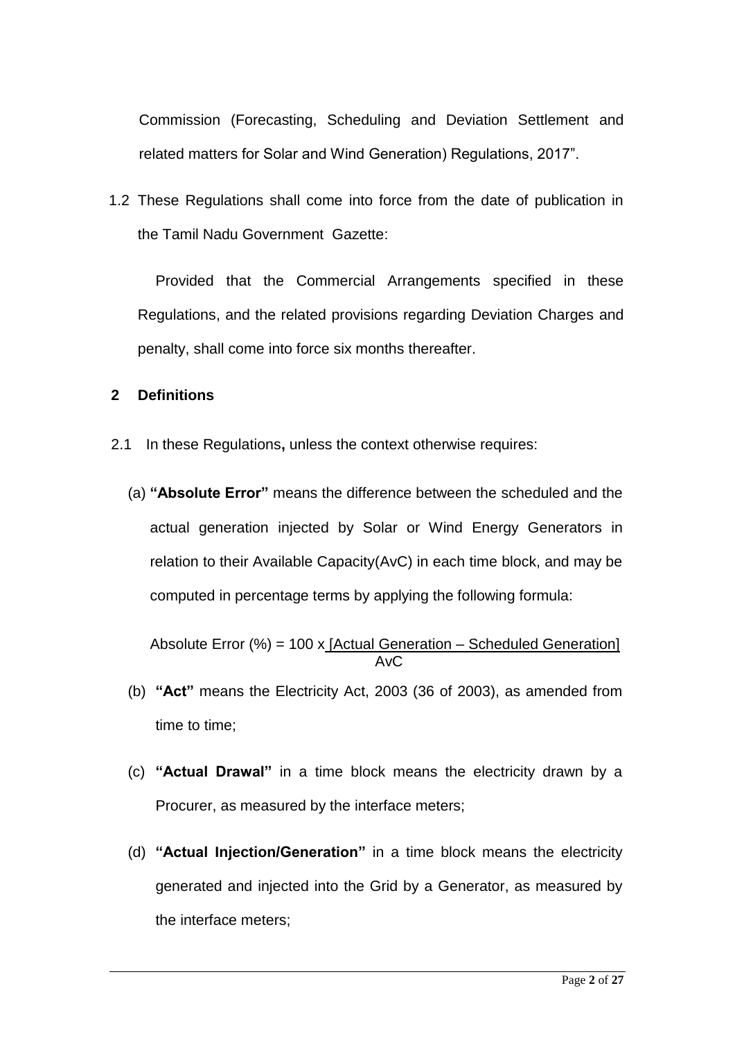Commission (Forecasting, Scheduling and Deviation Settlement and related matters for Solar and Wind Generation) Regulations, 2017".

1.2 These Regulations shall come into force from the date of publication in the Tamil Nadu Government Gazette:

Provided that the Commercial Arrangements specified in these Regulations, and the related provisions regarding Deviation Charges and penalty, shall come into force six months thereafter.

## 2 Definitions

2.1 In these Regulations**,** unless the context otherwise requires:

(a) **"Absolute Error"** means the difference between the scheduled and the actual generation injected by Solar or Wind Energy Generators in relation to their Available Capacity(AvC) in each time block, and may be computed in percentage terms by applying the following formula:

$$\text{Absolute Error (\%)} = 100 \times \frac{[\text{Actual Generation} - \text{Scheduled Generation}]}{\text{AvC}}$$

(b) **"Act"** means the Electricity Act, 2003 (36 of 2003), as amended from time to time;

(c) **"Actual Drawal"** in a time block means the electricity drawn by a Procurer, as measured by the interface meters;

(d) **"Actual Injection/Generation"** in a time block means the electricity generated and injected into the Grid by a Generator, as measured by the interface meters;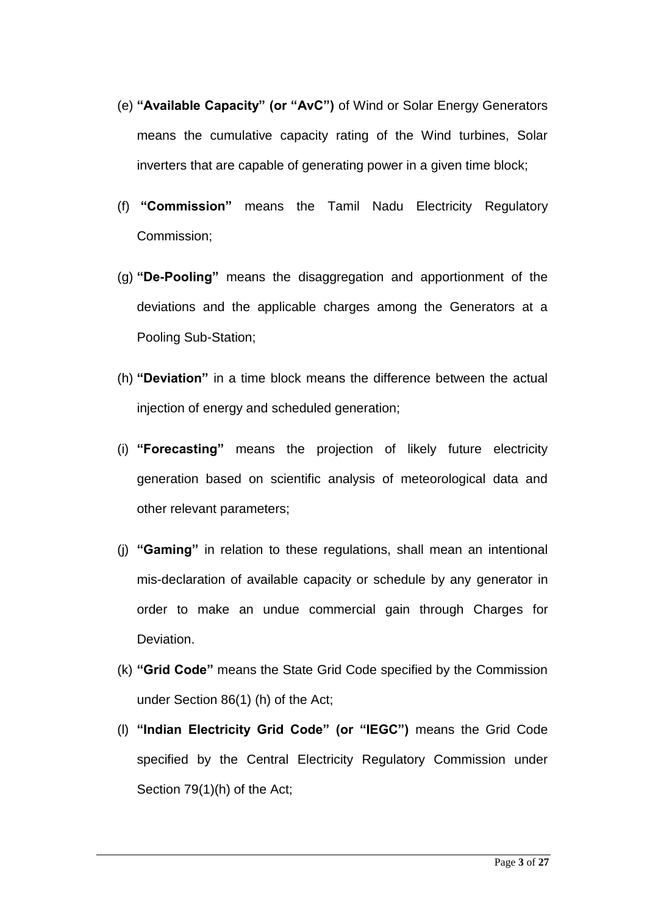(e) **"Available Capacity" (or "AvC")** of Wind or Solar Energy Generators means the cumulative capacity rating of the Wind turbines, Solar inverters that are capable of generating power in a given time block;

(f) **"Commission"** means the Tamil Nadu Electricity Regulatory Commission;

(g) **"De-Pooling"** means the disaggregation and apportionment of the deviations and the applicable charges among the Generators at a Pooling Sub-Station;

(h) **"Deviation"** in a time block means the difference between the actual injection of energy and scheduled generation;

(i) **"Forecasting"** means the projection of likely future electricity generation based on scientific analysis of meteorological data and other relevant parameters;

(j) **"Gaming"** in relation to these regulations, shall mean an intentional mis-declaration of available capacity or schedule by any generator in order to make an undue commercial gain through Charges for Deviation.

(k) **"Grid Code"** means the State Grid Code specified by the Commission under Section 86(1) (h) of the Act;

(l) **"Indian Electricity Grid Code" (or "IEGC")** means the Grid Code specified by the Central Electricity Regulatory Commission under Section 79(1)(h) of the Act;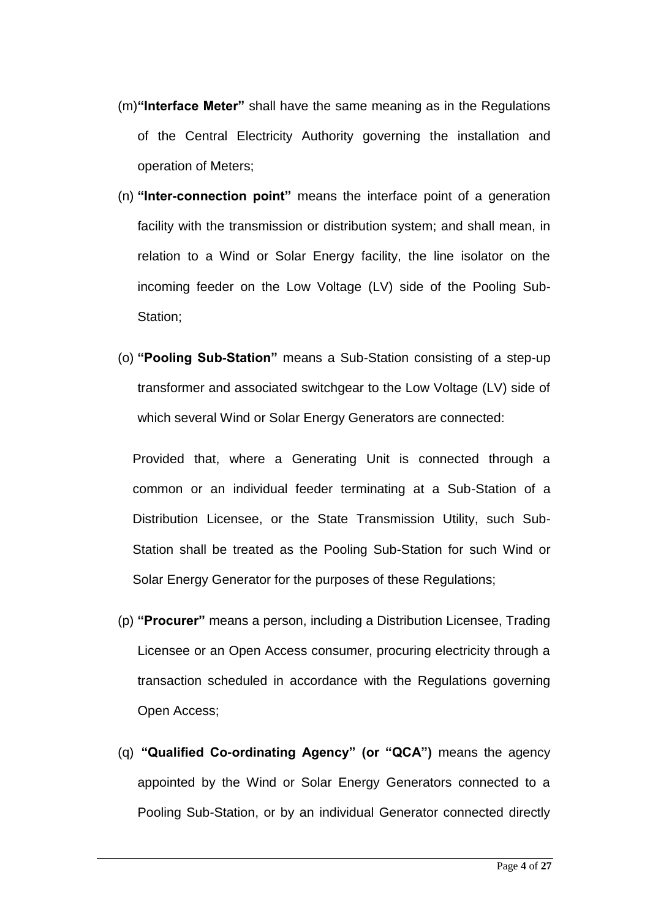(m) **"Interface Meter"** shall have the same meaning as in the Regulations of the Central Electricity Authority governing the installation and operation of Meters;

(n) **"Inter-connection point"** means the interface point of a generation facility with the transmission or distribution system; and shall mean, in relation to a Wind or Solar Energy facility, the line isolator on the incoming feeder on the Low Voltage (LV) side of the Pooling Sub-Station;

(o) **"Pooling Sub-Station"** means a Sub-Station consisting of a step-up transformer and associated switchgear to the Low Voltage (LV) side of which several Wind or Solar Energy Generators are connected:

Provided that, where a Generating Unit is connected through a common or an individual feeder terminating at a Sub-Station of a Distribution Licensee, or the State Transmission Utility, such Sub-Station shall be treated as the Pooling Sub-Station for such Wind or Solar Energy Generator for the purposes of these Regulations;

(p) **"Procurer"** means a person, including a Distribution Licensee, Trading Licensee or an Open Access consumer, procuring electricity through a transaction scheduled in accordance with the Regulations governing Open Access;

(q) **"Qualified Co-ordinating Agency" (or "QCA")** means the agency appointed by the Wind or Solar Energy Generators connected to a Pooling Sub-Station, or by an individual Generator connected directly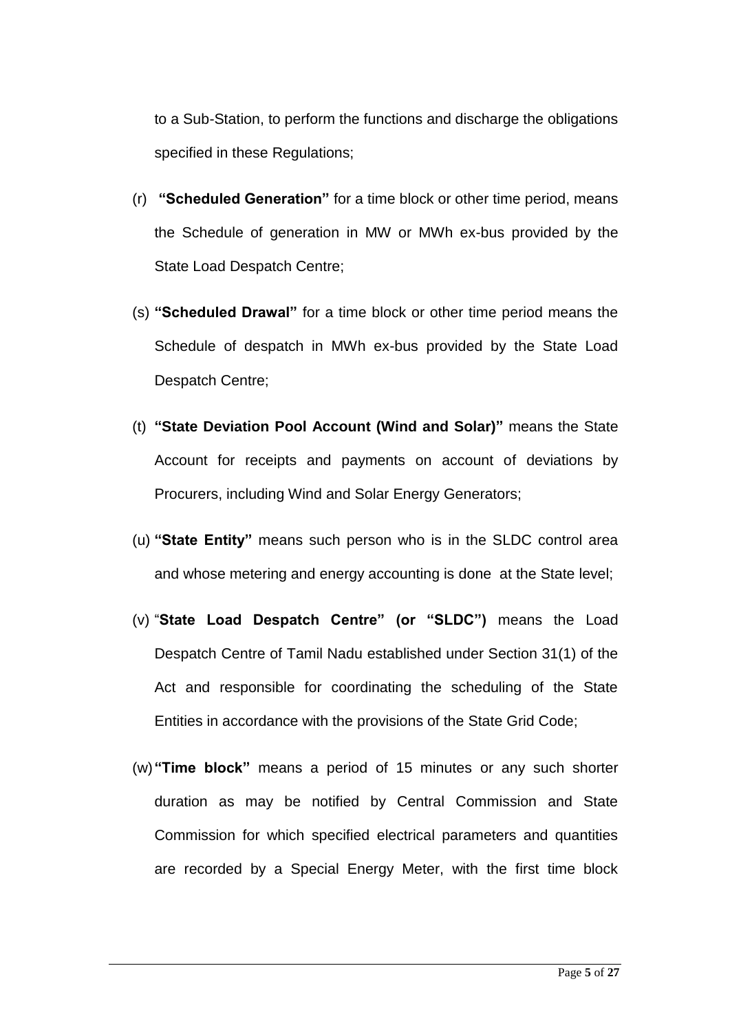to a Sub-Station, to perform the functions and discharge the obligations specified in these Regulations;

(r) **"Scheduled Generation"** for a time block or other time period, means the Schedule of generation in MW or MWh ex-bus provided by the State Load Despatch Centre;

(s) **"Scheduled Drawal"** for a time block or other time period means the Schedule of despatch in MWh ex-bus provided by the State Load Despatch Centre;

(t) **"State Deviation Pool Account (Wind and Solar)"** means the State Account for receipts and payments on account of deviations by Procurers, including Wind and Solar Energy Generators;

(u) **"State Entity"** means such person who is in the SLDC control area and whose metering and energy accounting is done at the State level;

(v) "**State Load Despatch Centre" (or "SLDC")** means the Load Despatch Centre of Tamil Nadu established under Section 31(1) of the Act and responsible for coordinating the scheduling of the State Entities in accordance with the provisions of the State Grid Code;

(w) **"Time block"** means a period of 15 minutes or any such shorter duration as may be notified by Central Commission and State Commission for which specified electrical parameters and quantities are recorded by a Special Energy Meter, with the first time block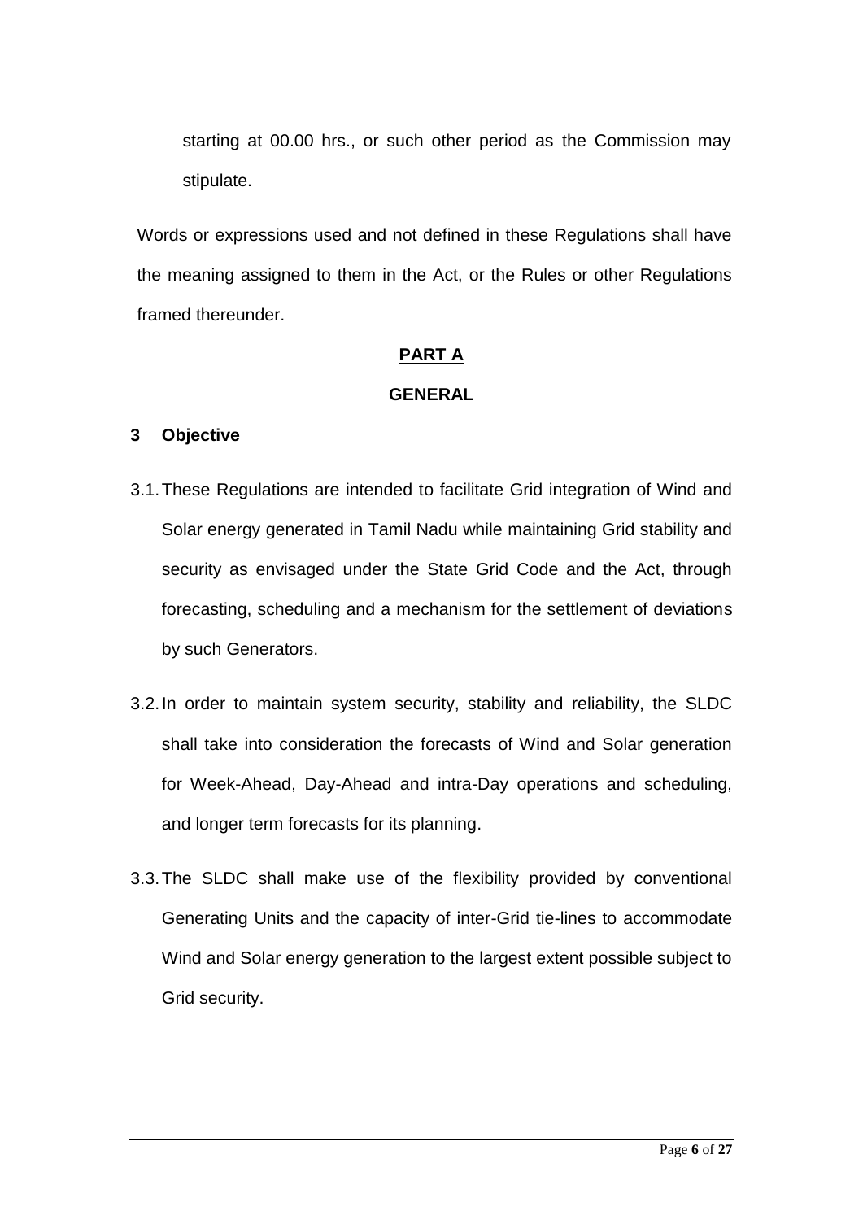starting at 00.00 hrs., or such other period as the Commission may stipulate.

Words or expressions used and not defined in these Regulations shall have the meaning assigned to them in the Act, or the Rules or other Regulations framed thereunder.

## PART A

## GENERAL

### 3 Objective

3.1. These Regulations are intended to facilitate Grid integration of Wind and Solar energy generated in Tamil Nadu while maintaining Grid stability and security as envisaged under the State Grid Code and the Act, through forecasting, scheduling and a mechanism for the settlement of deviations by such Generators.

3.2. In order to maintain system security, stability and reliability, the SLDC shall take into consideration the forecasts of Wind and Solar generation for Week-Ahead, Day-Ahead and intra-Day operations and scheduling, and longer term forecasts for its planning.

3.3. The SLDC shall make use of the flexibility provided by conventional Generating Units and the capacity of inter-Grid tie-lines to accommodate Wind and Solar energy generation to the largest extent possible subject to Grid security.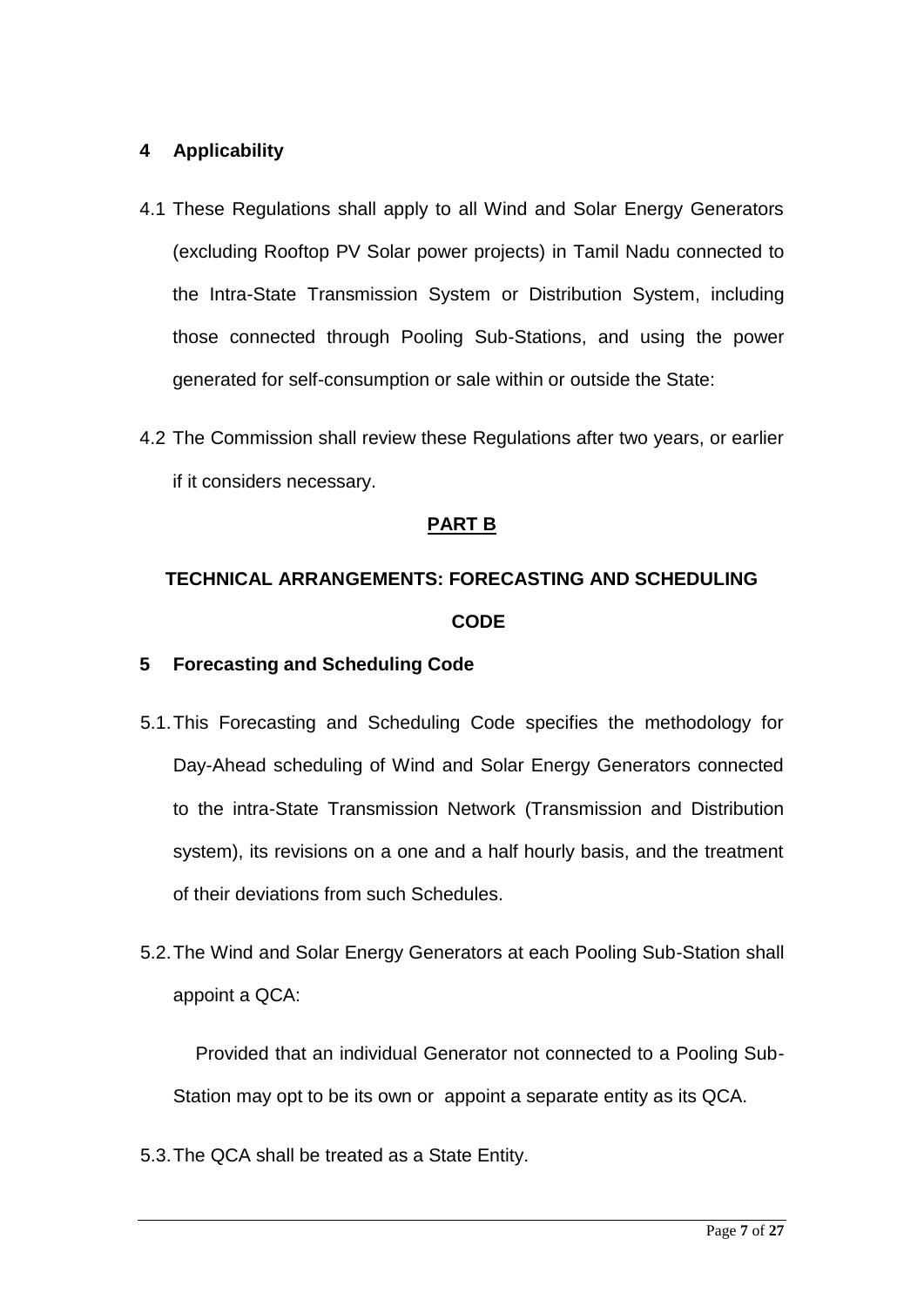## 4 Applicability

4.1 These Regulations shall apply to all Wind and Solar Energy Generators (excluding Rooftop PV Solar power projects) in Tamil Nadu connected to the Intra-State Transmission System or Distribution System, including those connected through Pooling Sub-Stations, and using the power generated for self-consumption or sale within or outside the State:

4.2 The Commission shall review these Regulations after two years, or earlier if it considers necessary.

**PART B**

**TECHNICAL ARRANGEMENTS: FORECASTING AND SCHEDULING CODE**

## 5 Forecasting and Scheduling Code

5.1. This Forecasting and Scheduling Code specifies the methodology for Day-Ahead scheduling of Wind and Solar Energy Generators connected to the intra-State Transmission Network (Transmission and Distribution system), its revisions on a one and a half hourly basis, and the treatment of their deviations from such Schedules.

5.2. The Wind and Solar Energy Generators at each Pooling Sub-Station shall appoint a QCA:

Provided that an individual Generator not connected to a Pooling Sub-Station may opt to be its own or appoint a separate entity as its QCA.

5.3. The QCA shall be treated as a State Entity.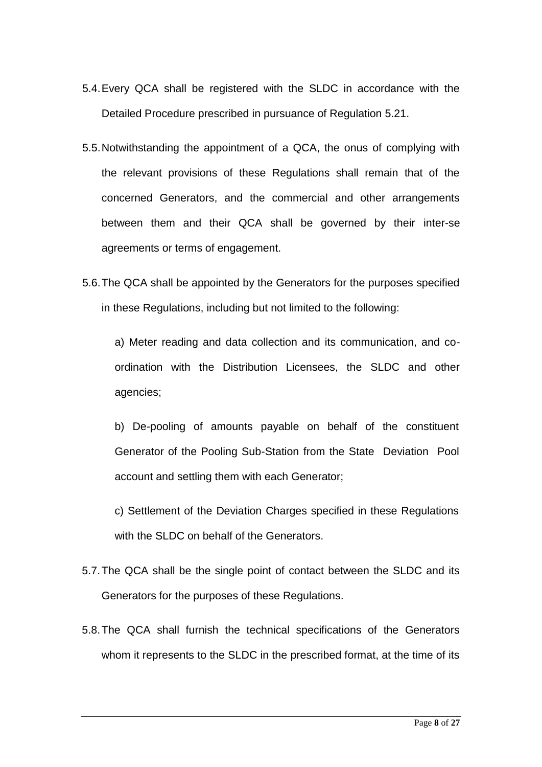5.4. Every QCA shall be registered with the SLDC in accordance with the Detailed Procedure prescribed in pursuance of Regulation 5.21.

5.5. Notwithstanding the appointment of a QCA, the onus of complying with the relevant provisions of these Regulations shall remain that of the concerned Generators, and the commercial and other arrangements between them and their QCA shall be governed by their inter-se agreements or terms of engagement.

5.6. The QCA shall be appointed by the Generators for the purposes specified in these Regulations, including but not limited to the following:

a) Meter reading and data collection and its communication, and co-ordination with the Distribution Licensees, the SLDC and other agencies;

b) De-pooling of amounts payable on behalf of the constituent Generator of the Pooling Sub-Station from the State Deviation Pool account and settling them with each Generator;

c) Settlement of the Deviation Charges specified in these Regulations with the SLDC on behalf of the Generators.

5.7. The QCA shall be the single point of contact between the SLDC and its Generators for the purposes of these Regulations.

5.8. The QCA shall furnish the technical specifications of the Generators whom it represents to the SLDC in the prescribed format, at the time of its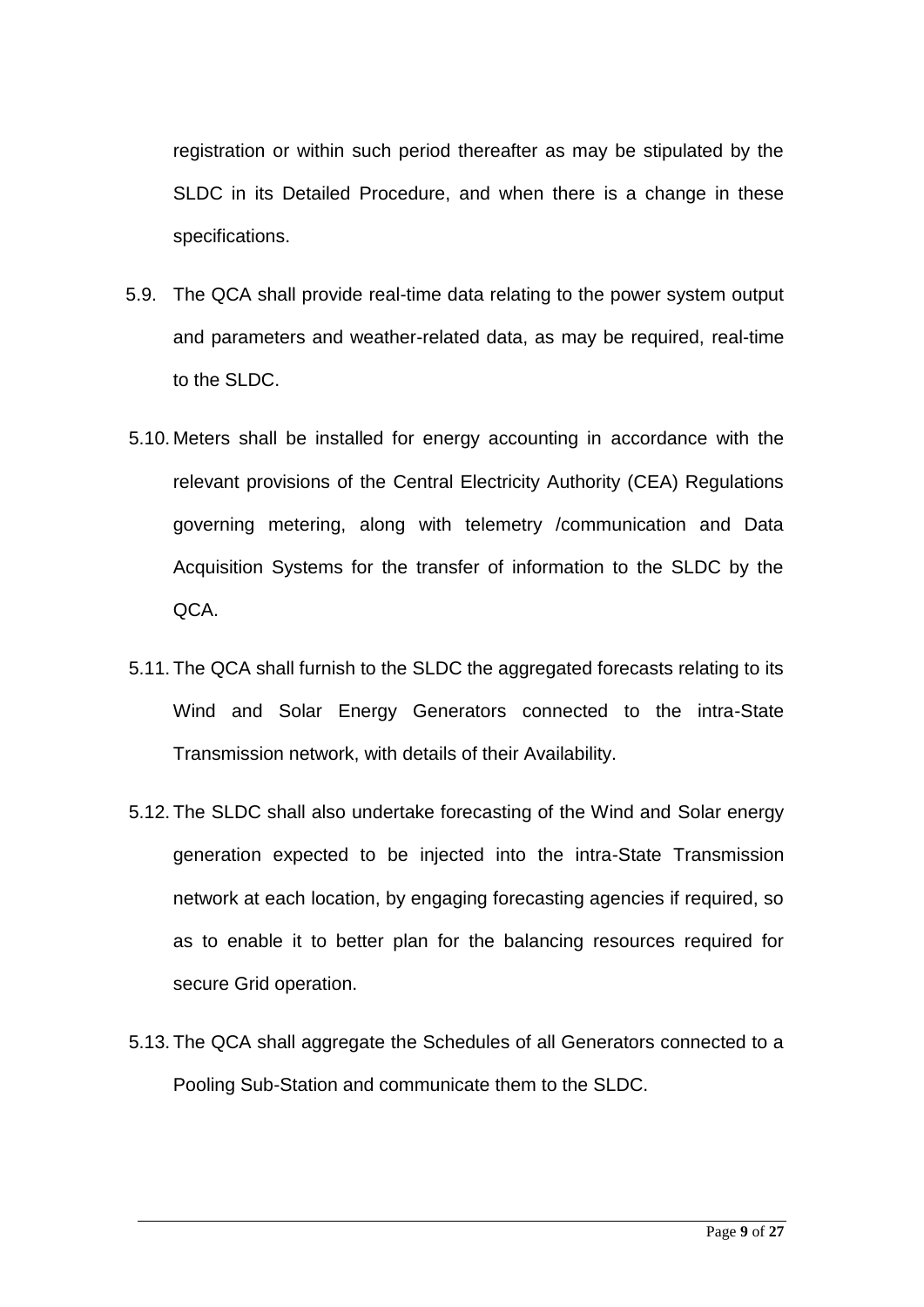registration or within such period thereafter as may be stipulated by the SLDC in its Detailed Procedure, and when there is a change in these specifications.

5.9. The QCA shall provide real-time data relating to the power system output and parameters and weather-related data, as may be required, real-time to the SLDC.

5.10. Meters shall be installed for energy accounting in accordance with the relevant provisions of the Central Electricity Authority (CEA) Regulations governing metering, along with telemetry /communication and Data Acquisition Systems for the transfer of information to the SLDC by the QCA.

5.11. The QCA shall furnish to the SLDC the aggregated forecasts relating to its Wind and Solar Energy Generators connected to the intra-State Transmission network, with details of their Availability.

5.12. The SLDC shall also undertake forecasting of the Wind and Solar energy generation expected to be injected into the intra-State Transmission network at each location, by engaging forecasting agencies if required, so as to enable it to better plan for the balancing resources required for secure Grid operation.

5.13. The QCA shall aggregate the Schedules of all Generators connected to a Pooling Sub-Station and communicate them to the SLDC.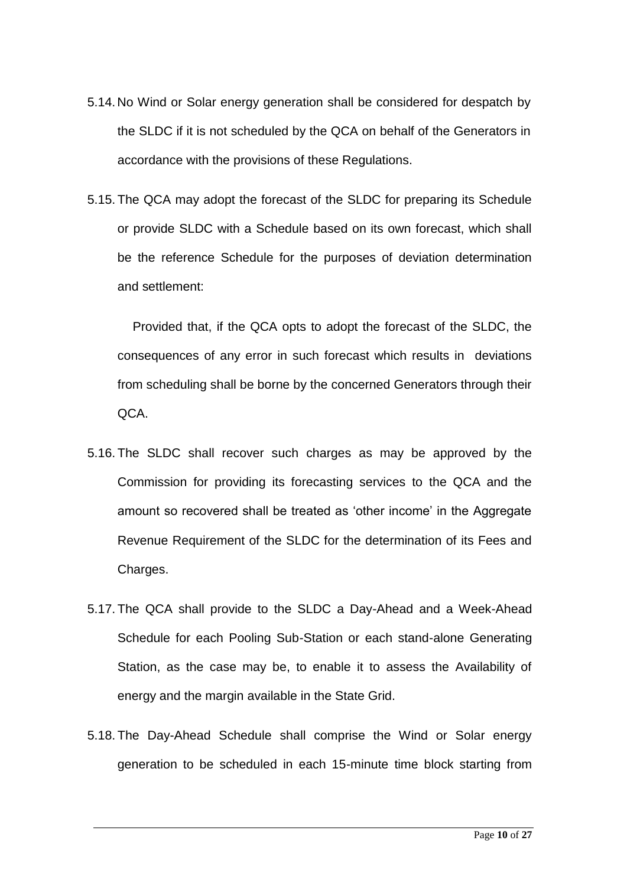5.14. No Wind or Solar energy generation shall be considered for despatch by the SLDC if it is not scheduled by the QCA on behalf of the Generators in accordance with the provisions of these Regulations.

5.15. The QCA may adopt the forecast of the SLDC for preparing its Schedule or provide SLDC with a Schedule based on its own forecast, which shall be the reference Schedule for the purposes of deviation determination and settlement:

Provided that, if the QCA opts to adopt the forecast of the SLDC, the consequences of any error in such forecast which results in deviations from scheduling shall be borne by the concerned Generators through their QCA.

5.16. The SLDC shall recover such charges as may be approved by the Commission for providing its forecasting services to the QCA and the amount so recovered shall be treated as 'other income' in the Aggregate Revenue Requirement of the SLDC for the determination of its Fees and Charges.

5.17. The QCA shall provide to the SLDC a Day-Ahead and a Week-Ahead Schedule for each Pooling Sub-Station or each stand-alone Generating Station, as the case may be, to enable it to assess the Availability of energy and the margin available in the State Grid.

5.18. The Day-Ahead Schedule shall comprise the Wind or Solar energy generation to be scheduled in each 15-minute time block starting from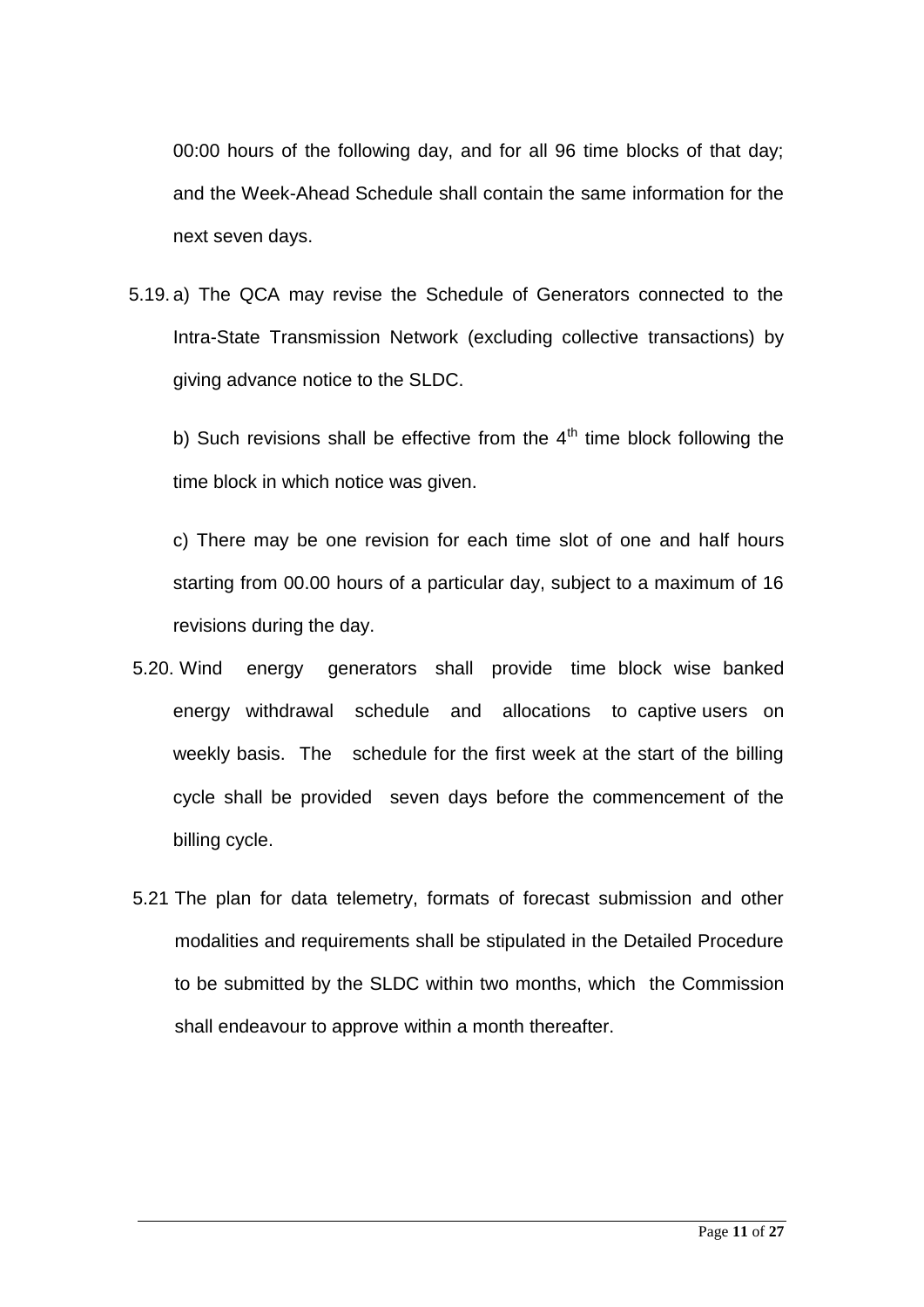00:00 hours of the following day, and for all 96 time blocks of that day; and the Week-Ahead Schedule shall contain the same information for the next seven days.

5.19. a) The QCA may revise the Schedule of Generators connected to the Intra-State Transmission Network (excluding collective transactions) by giving advance notice to the SLDC.

b) Such revisions shall be effective from the $4^{th}$ time block following the time block in which notice was given.

c) There may be one revision for each time slot of one and half hours starting from 00.00 hours of a particular day, subject to a maximum of 16 revisions during the day.

5.20. Wind energy generators shall provide time block wise banked energy withdrawal schedule and allocations to captive users on weekly basis. The schedule for the first week at the start of the billing cycle shall be provided seven days before the commencement of the billing cycle.

5.21 The plan for data telemetry, formats of forecast submission and other modalities and requirements shall be stipulated in the Detailed Procedure to be submitted by the SLDC within two months, which the Commission shall endeavour to approve within a month thereafter.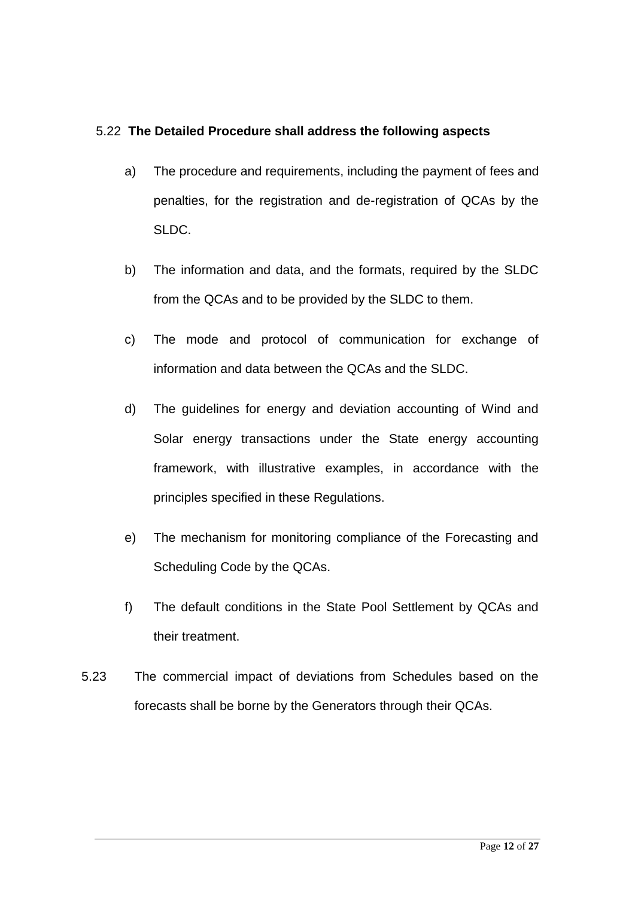5.22 **The Detailed Procedure shall address the following aspects**

a) The procedure and requirements, including the payment of fees and penalties, for the registration and de-registration of QCAs by the SLDC.

b) The information and data, and the formats, required by the SLDC from the QCAs and to be provided by the SLDC to them.

c) The mode and protocol of communication for exchange of information and data between the QCAs and the SLDC.

d) The guidelines for energy and deviation accounting of Wind and Solar energy transactions under the State energy accounting framework, with illustrative examples, in accordance with the principles specified in these Regulations.

e) The mechanism for monitoring compliance of the Forecasting and Scheduling Code by the QCAs.

f) The default conditions in the State Pool Settlement by QCAs and their treatment.

5.23 The commercial impact of deviations from Schedules based on the forecasts shall be borne by the Generators through their QCAs.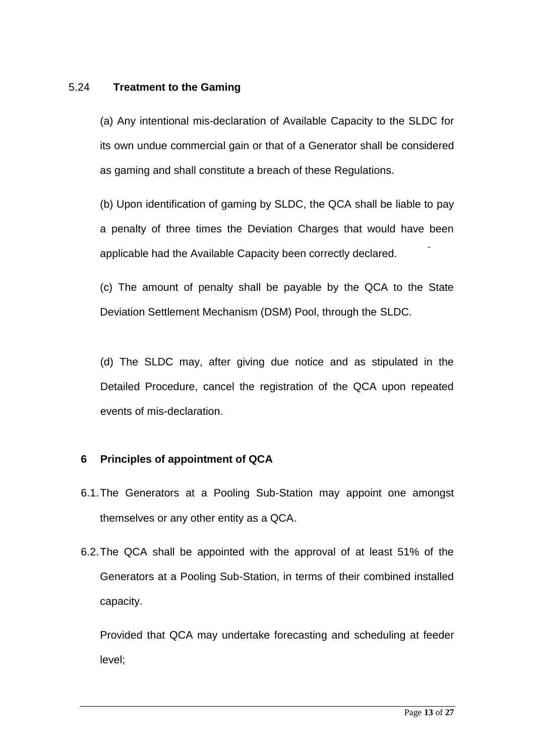### 5.24 **Treatment to the Gaming**

(a) Any intentional mis-declaration of Available Capacity to the SLDC for its own undue commercial gain or that of a Generator shall be considered as gaming and shall constitute a breach of these Regulations.

(b) Upon identification of gaming by SLDC, the QCA shall be liable to pay a penalty of three times the Deviation Charges that would have been applicable had the Available Capacity been correctly declared.

(c) The amount of penalty shall be payable by the QCA to the State Deviation Settlement Mechanism (DSM) Pool, through the SLDC.

(d) The SLDC may, after giving due notice and as stipulated in the Detailed Procedure, cancel the registration of the QCA upon repeated events of mis-declaration.

## 6 Principles of appointment of QCA

6.1. The Generators at a Pooling Sub-Station may appoint one amongst themselves or any other entity as a QCA.

6.2. The QCA shall be appointed with the approval of at least 51% of the Generators at a Pooling Sub-Station, in terms of their combined installed capacity.

Provided that QCA may undertake forecasting and scheduling at feeder level;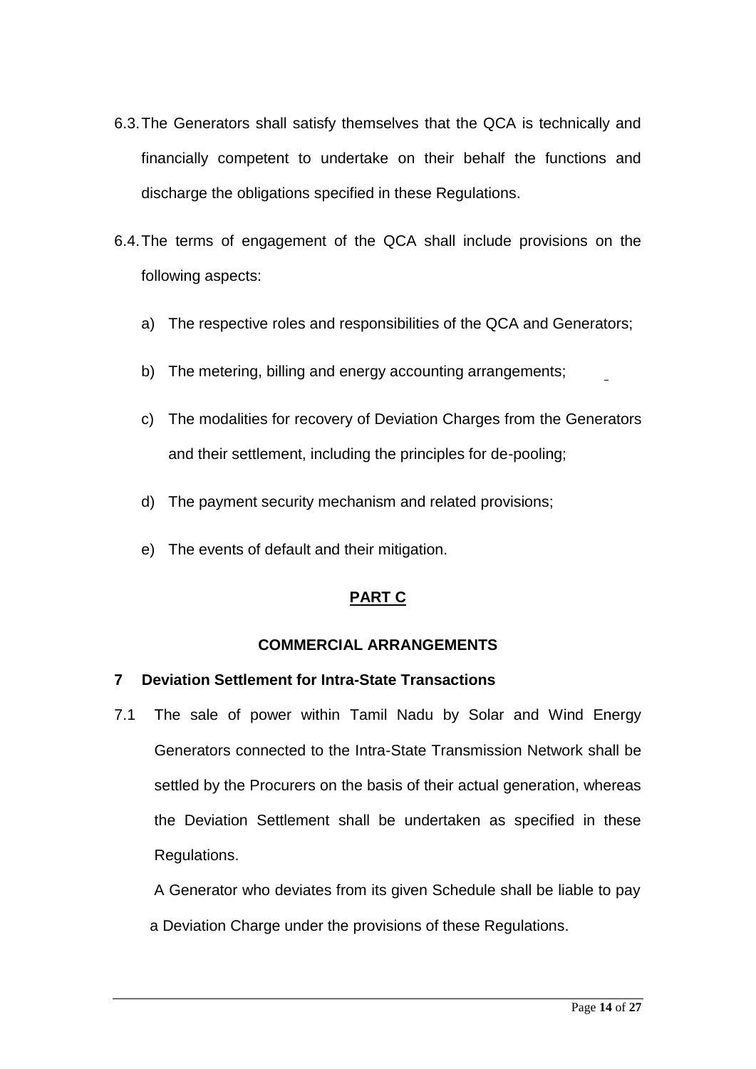6.3. The Generators shall satisfy themselves that the QCA is technically and financially competent to undertake on their behalf the functions and discharge the obligations specified in these Regulations.

6.4. The terms of engagement of the QCA shall include provisions on the following aspects:

a) The respective roles and responsibilities of the QCA and Generators;

b) The metering, billing and energy accounting arrangements;

c) The modalities for recovery of Deviation Charges from the Generators and their settlement, including the principles for de-pooling;

d) The payment security mechanism and related provisions;

e) The events of default and their mitigation.

## PART C

## COMMERCIAL ARRANGEMENTS

### 7 Deviation Settlement for Intra-State Transactions

7.1 The sale of power within Tamil Nadu by Solar and Wind Energy Generators connected to the Intra-State Transmission Network shall be settled by the Procurers on the basis of their actual generation, whereas the Deviation Settlement shall be undertaken as specified in these Regulations.

A Generator who deviates from its given Schedule shall be liable to pay a Deviation Charge under the provisions of these Regulations.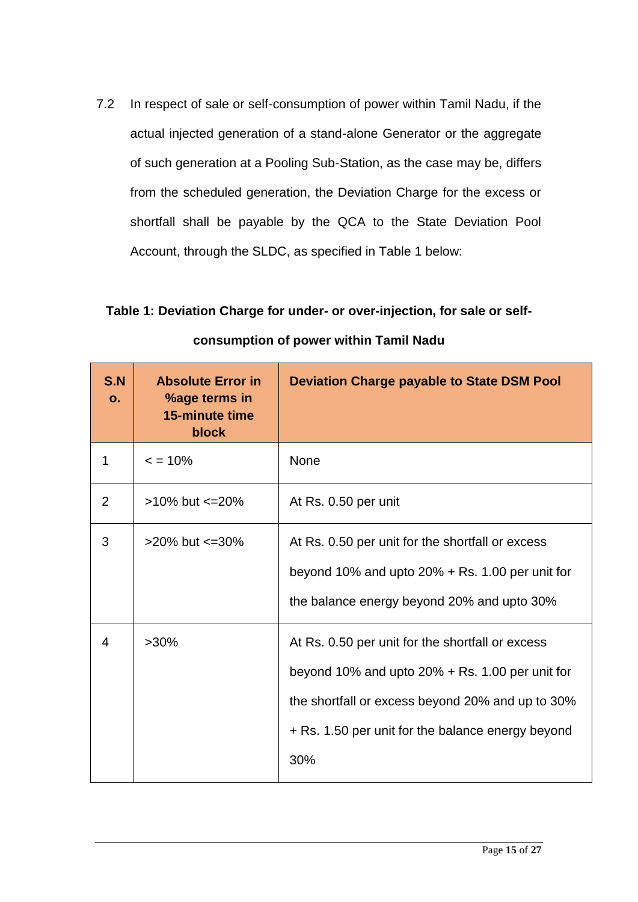7.2 In respect of sale or self-consumption of power within Tamil Nadu, if the actual injected generation of a stand-alone Generator or the aggregate of such generation at a Pooling Sub-Station, as the case may be, differs from the scheduled generation, the Deviation Charge for the excess or shortfall shall be payable by the QCA to the State Deviation Pool Account, through the SLDC, as specified in Table 1 below:

**Table 1: Deviation Charge for under- or over-injection, for sale or self-consumption of power within Tamil Nadu**

| S.No. | Absolute Error in %age terms in 15-minute time block | Deviation Charge payable to State DSM Pool |
|---|---|---|
| 1 | < = 10% | None |
| 2 | >10% but <=20% | At Rs. 0.50 per unit |
| 3 | >20% but <=30% | At Rs. 0.50 per unit for the shortfall or excess beyond 10% and upto 20% + Rs. 1.00 per unit for the balance energy beyond 20% and upto 30% |
| 4 | >30% | At Rs. 0.50 per unit for the shortfall or excess beyond 10% and upto 20% + Rs. 1.00 per unit for the shortfall or excess beyond 20% and up to 30% + Rs. 1.50 per unit for the balance energy beyond 30% |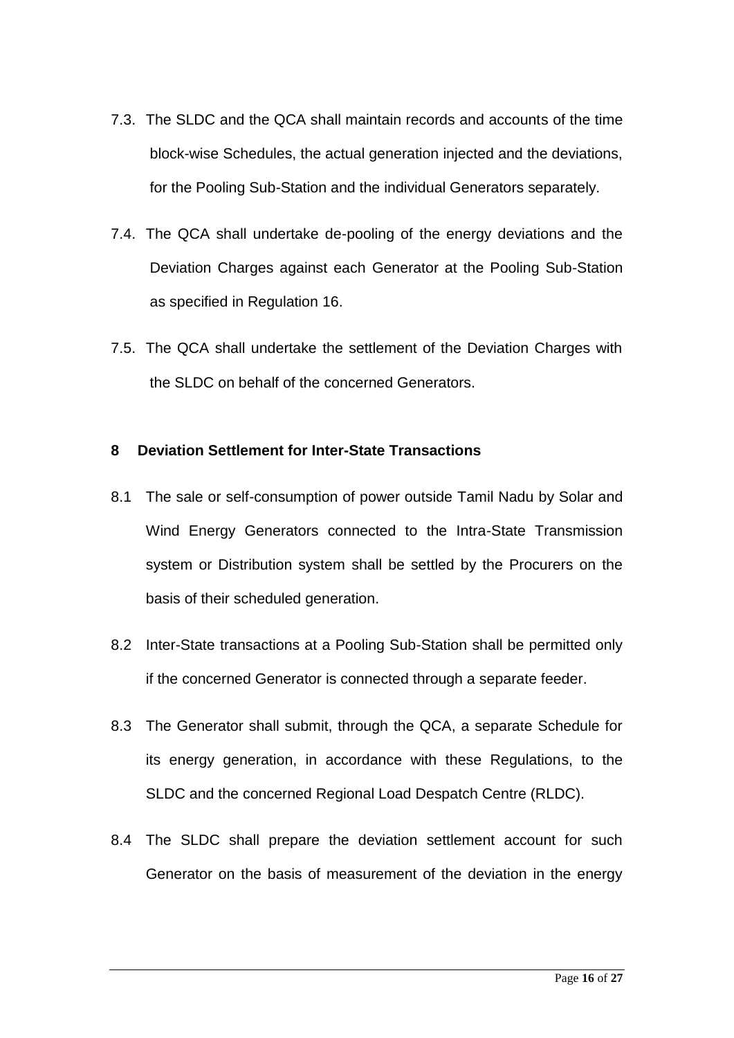7.3. The SLDC and the QCA shall maintain records and accounts of the time block-wise Schedules, the actual generation injected and the deviations, for the Pooling Sub-Station and the individual Generators separately.

7.4. The QCA shall undertake de-pooling of the energy deviations and the Deviation Charges against each Generator at the Pooling Sub-Station as specified in Regulation 16.

7.5. The QCA shall undertake the settlement of the Deviation Charges with the SLDC on behalf of the concerned Generators.

## 8 Deviation Settlement for Inter-State Transactions

8.1 The sale or self-consumption of power outside Tamil Nadu by Solar and Wind Energy Generators connected to the Intra-State Transmission system or Distribution system shall be settled by the Procurers on the basis of their scheduled generation.

8.2 Inter-State transactions at a Pooling Sub-Station shall be permitted only if the concerned Generator is connected through a separate feeder.

8.3 The Generator shall submit, through the QCA, a separate Schedule for its energy generation, in accordance with these Regulations, to the SLDC and the concerned Regional Load Despatch Centre (RLDC).

8.4 The SLDC shall prepare the deviation settlement account for such Generator on the basis of measurement of the deviation in the energy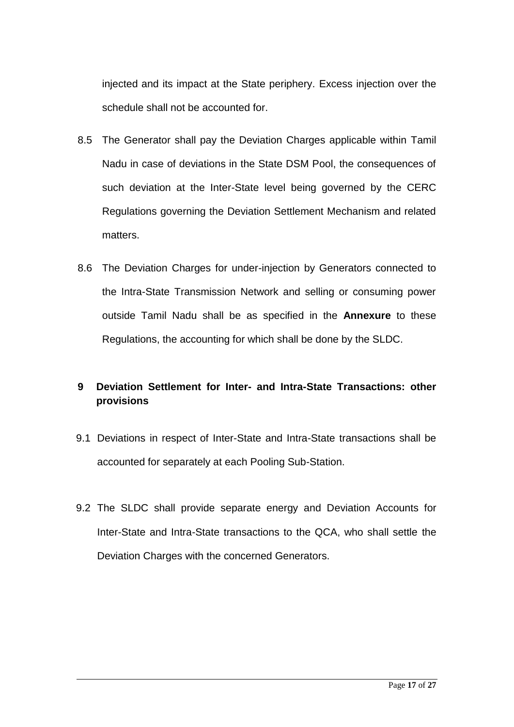injected and its impact at the State periphery. Excess injection over the schedule shall not be accounted for.

8.5 The Generator shall pay the Deviation Charges applicable within Tamil Nadu in case of deviations in the State DSM Pool, the consequences of such deviation at the Inter-State level being governed by the CERC Regulations governing the Deviation Settlement Mechanism and related matters.

8.6 The Deviation Charges for under-injection by Generators connected to the Intra-State Transmission Network and selling or consuming power outside Tamil Nadu shall be as specified in the **Annexure** to these Regulations, the accounting for which shall be done by the SLDC.

## 9 Deviation Settlement for Inter- and Intra-State Transactions: other provisions

9.1 Deviations in respect of Inter-State and Intra-State transactions shall be accounted for separately at each Pooling Sub-Station.

9.2 The SLDC shall provide separate energy and Deviation Accounts for Inter-State and Intra-State transactions to the QCA, who shall settle the Deviation Charges with the concerned Generators.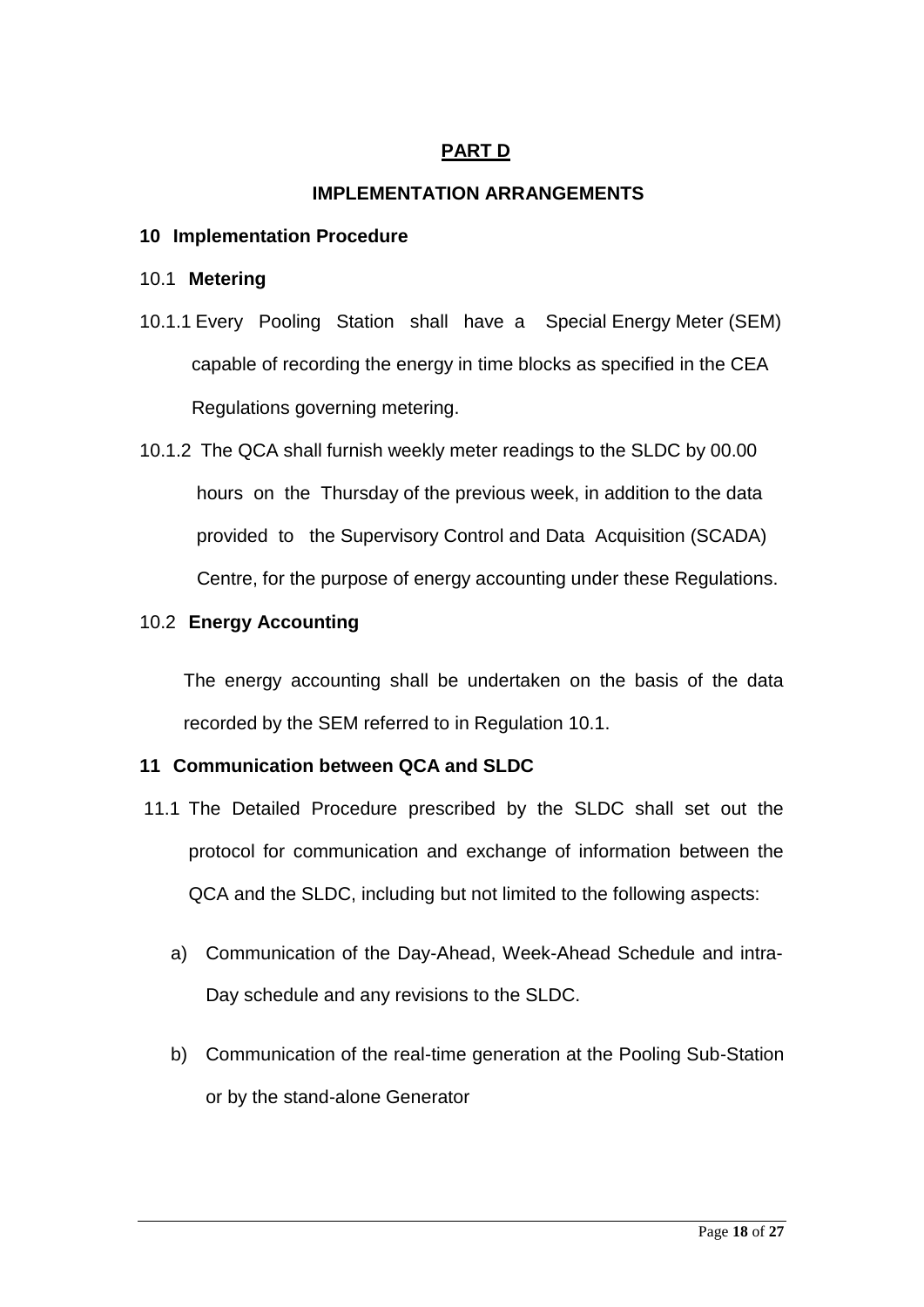# PART D

## IMPLEMENTATION ARRANGEMENTS

### 10 Implementation Procedure

#### 10.1 Metering

10.1.1 Every Pooling Station shall have a Special Energy Meter (SEM) capable of recording the energy in time blocks as specified in the CEA Regulations governing metering.

10.1.2 The QCA shall furnish weekly meter readings to the SLDC by 00.00 hours on the Thursday of the previous week, in addition to the data provided to the Supervisory Control and Data Acquisition (SCADA) Centre, for the purpose of energy accounting under these Regulations.

#### 10.2 Energy Accounting

The energy accounting shall be undertaken on the basis of the data recorded by the SEM referred to in Regulation 10.1.

### 11 Communication between QCA and SLDC

11.1 The Detailed Procedure prescribed by the SLDC shall set out the protocol for communication and exchange of information between the QCA and the SLDC, including but not limited to the following aspects:

a) Communication of the Day-Ahead, Week-Ahead Schedule and intra-Day schedule and any revisions to the SLDC.

b) Communication of the real-time generation at the Pooling Sub-Station or by the stand-alone Generator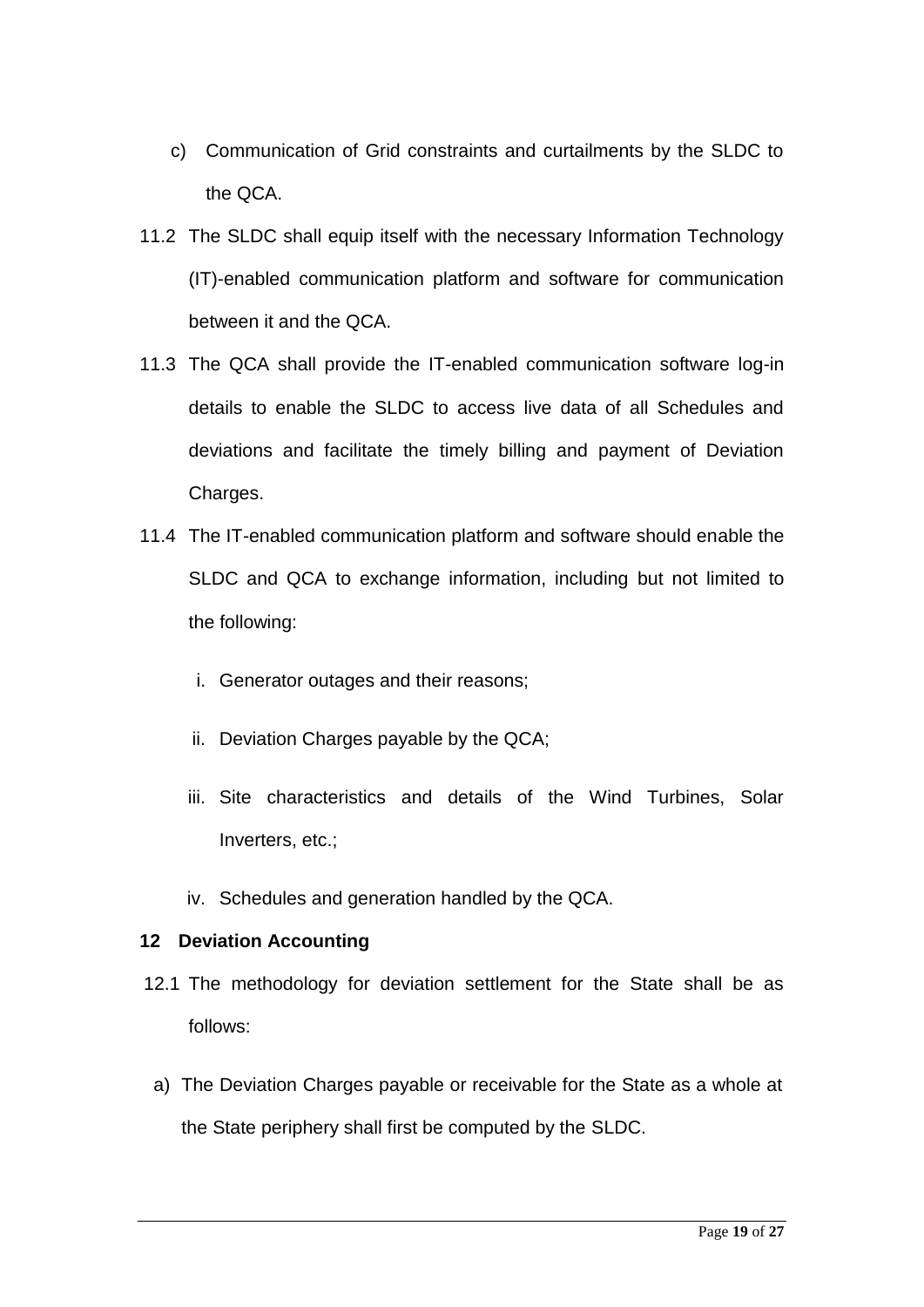c) Communication of Grid constraints and curtailments by the SLDC to the QCA.

11.2 The SLDC shall equip itself with the necessary Information Technology (IT)-enabled communication platform and software for communication between it and the QCA.

11.3 The QCA shall provide the IT-enabled communication software log-in details to enable the SLDC to access live data of all Schedules and deviations and facilitate the timely billing and payment of Deviation Charges.

11.4 The IT-enabled communication platform and software should enable the SLDC and QCA to exchange information, including but not limited to the following:

i. Generator outages and their reasons;

ii. Deviation Charges payable by the QCA;

iii. Site characteristics and details of the Wind Turbines, Solar Inverters, etc.;

iv. Schedules and generation handled by the QCA.

## 12 Deviation Accounting

12.1 The methodology for deviation settlement for the State shall be as follows:

a) The Deviation Charges payable or receivable for the State as a whole at the State periphery shall first be computed by the SLDC.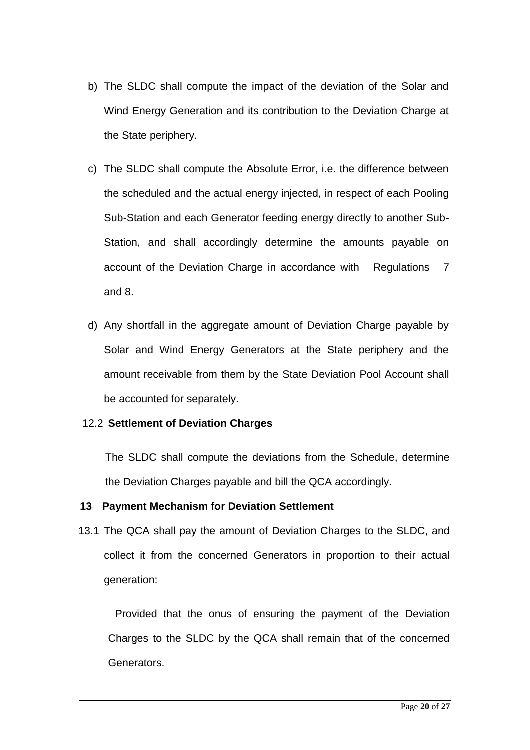b) The SLDC shall compute the impact of the deviation of the Solar and Wind Energy Generation and its contribution to the Deviation Charge at the State periphery.

c) The SLDC shall compute the Absolute Error, i.e. the difference between the scheduled and the actual energy injected, in respect of each Pooling Sub-Station and each Generator feeding energy directly to another Sub-Station, and shall accordingly determine the amounts payable on account of the Deviation Charge in accordance with Regulations 7 and 8.

d) Any shortfall in the aggregate amount of Deviation Charge payable by Solar and Wind Energy Generators at the State periphery and the amount receivable from them by the State Deviation Pool Account shall be accounted for separately.

12.2 **Settlement of Deviation Charges**

The SLDC shall compute the deviations from the Schedule, determine the Deviation Charges payable and bill the QCA accordingly.

**13 Payment Mechanism for Deviation Settlement**

13.1 The QCA shall pay the amount of Deviation Charges to the SLDC, and collect it from the concerned Generators in proportion to their actual generation:

Provided that the onus of ensuring the payment of the Deviation Charges to the SLDC by the QCA shall remain that of the concerned Generators.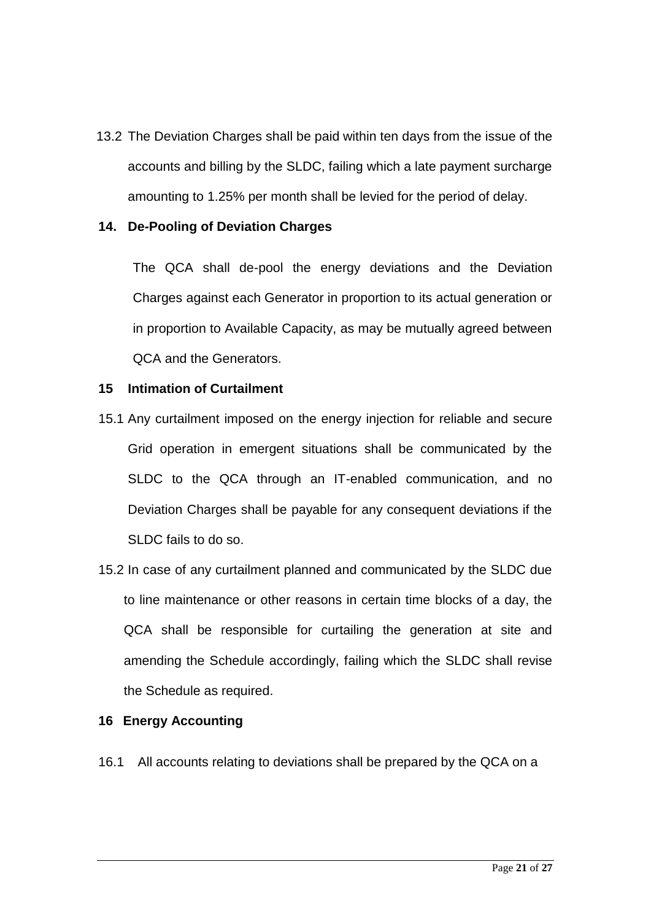13.2 The Deviation Charges shall be paid within ten days from the issue of the accounts and billing by the SLDC, failing which a late payment surcharge amounting to 1.25% per month shall be levied for the period of delay.

## 14. De-Pooling of Deviation Charges

The QCA shall de-pool the energy deviations and the Deviation Charges against each Generator in proportion to its actual generation or in proportion to Available Capacity, as may be mutually agreed between QCA and the Generators.

## 15 Intimation of Curtailment

15.1 Any curtailment imposed on the energy injection for reliable and secure Grid operation in emergent situations shall be communicated by the SLDC to the QCA through an IT-enabled communication, and no Deviation Charges shall be payable for any consequent deviations if the SLDC fails to do so.

15.2 In case of any curtailment planned and communicated by the SLDC due to line maintenance or other reasons in certain time blocks of a day, the QCA shall be responsible for curtailing the generation at site and amending the Schedule accordingly, failing which the SLDC shall revise the Schedule as required.

## 16 Energy Accounting

16.1 All accounts relating to deviations shall be prepared by the QCA on a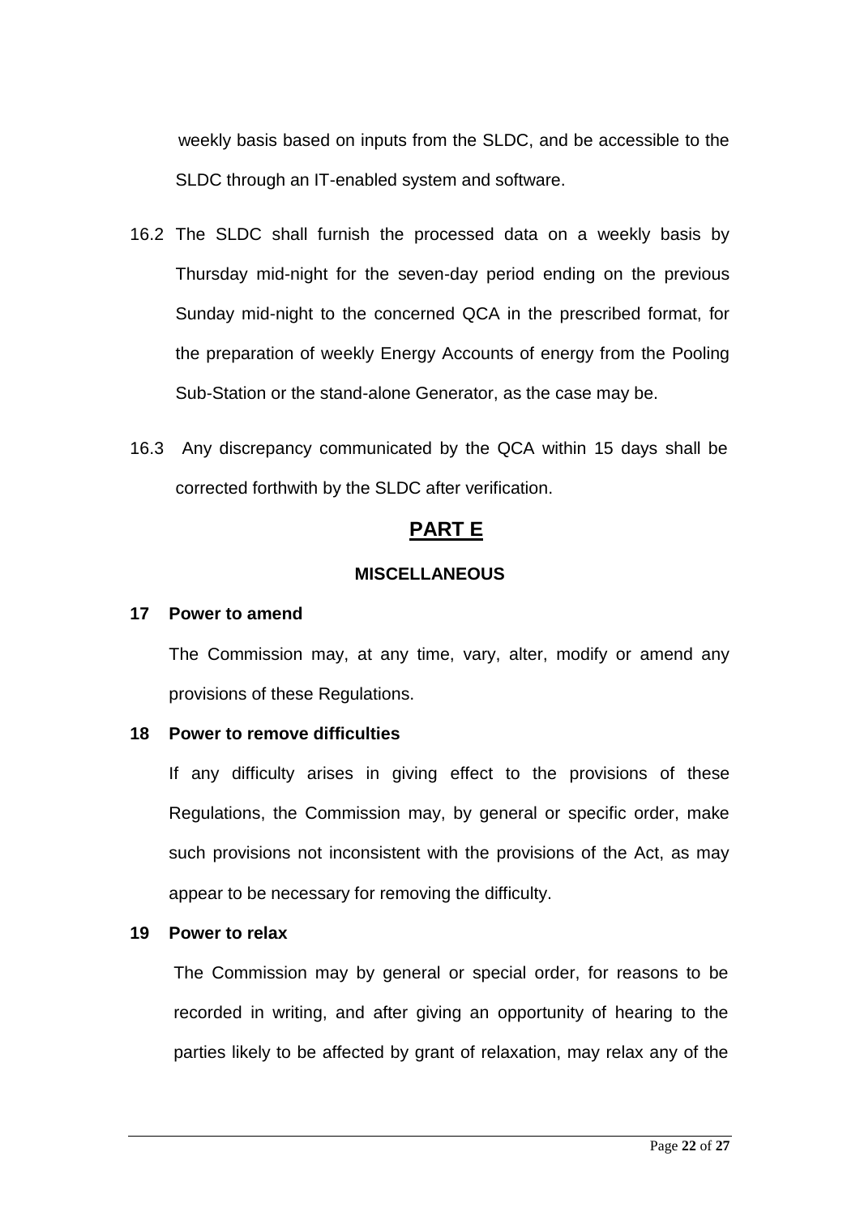weekly basis based on inputs from the SLDC, and be accessible to the SLDC through an IT-enabled system and software.

16.2 The SLDC shall furnish the processed data on a weekly basis by Thursday mid-night for the seven-day period ending on the previous Sunday mid-night to the concerned QCA in the prescribed format, for the preparation of weekly Energy Accounts of energy from the Pooling Sub-Station or the stand-alone Generator, as the case may be.

16.3 Any discrepancy communicated by the QCA within 15 days shall be corrected forthwith by the SLDC after verification.

# PART E

## MISCELLANEOUS

**17 Power to amend**

The Commission may, at any time, vary, alter, modify or amend any provisions of these Regulations.

**18 Power to remove difficulties**

If any difficulty arises in giving effect to the provisions of these Regulations, the Commission may, by general or specific order, make such provisions not inconsistent with the provisions of the Act, as may appear to be necessary for removing the difficulty.

**19 Power to relax**

The Commission may by general or special order, for reasons to be recorded in writing, and after giving an opportunity of hearing to the parties likely to be affected by grant of relaxation, may relax any of the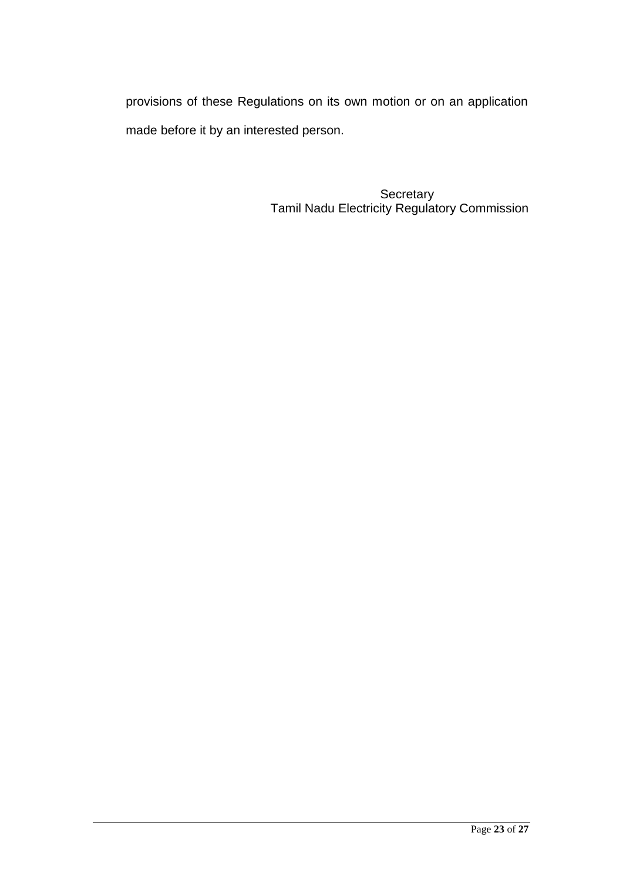provisions of these Regulations on its own motion or on an application made before it by an interested person.

Secretary
Tamil Nadu Electricity Regulatory Commission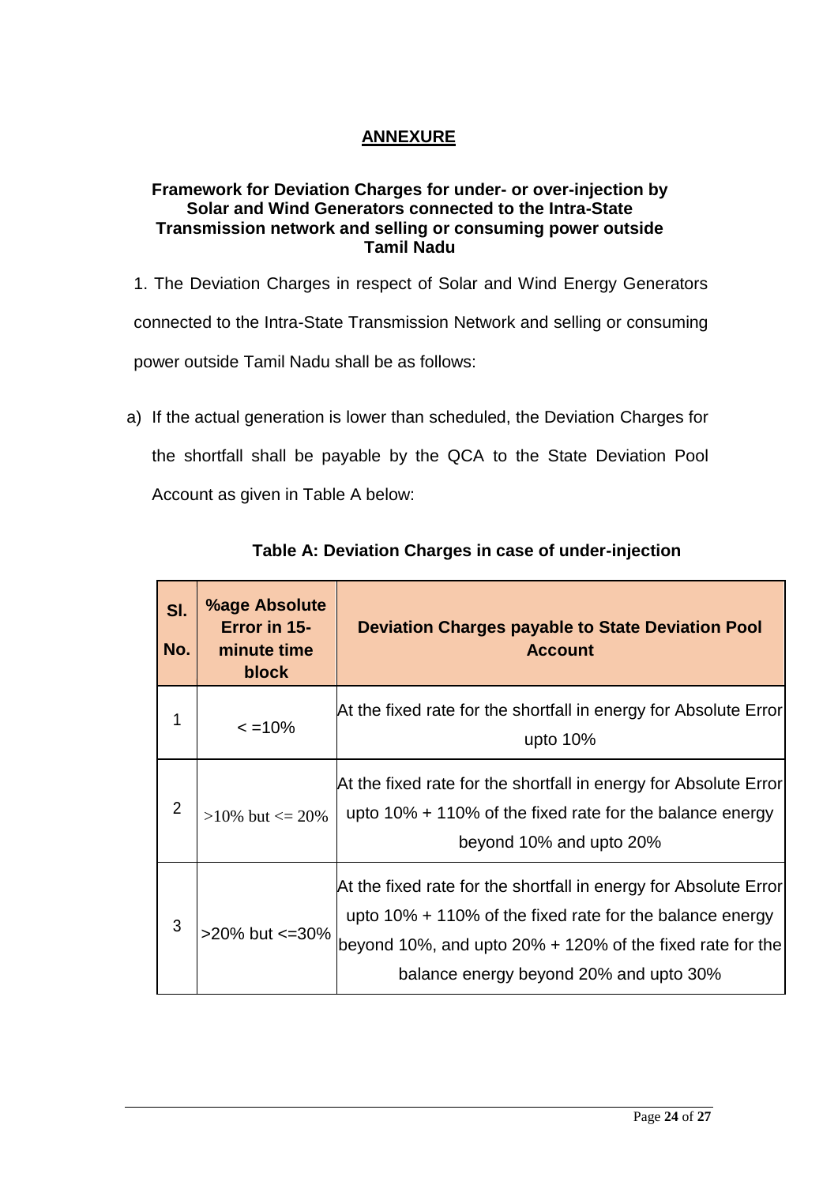## ANNEXURE

**Framework for Deviation Charges for under- or over-injection by Solar and Wind Generators connected to the Intra-State Transmission network and selling or consuming power outside Tamil Nadu**

1. The Deviation Charges in respect of Solar and Wind Energy Generators connected to the Intra-State Transmission Network and selling or consuming power outside Tamil Nadu shall be as follows:

a) If the actual generation is lower than scheduled, the Deviation Charges for the shortfall shall be payable by the QCA to the State Deviation Pool Account as given in Table A below:

**Table A: Deviation Charges in case of under-injection**

| Sl. No. | %age Absolute Error in 15-minute time block | Deviation Charges payable to State Deviation Pool Account |
|---|---|---|
| 1 | < =10% | At the fixed rate for the shortfall in energy for Absolute Error upto 10% |
| 2 | >10% but <= 20% | At the fixed rate for the shortfall in energy for Absolute Error upto 10% + 110% of the fixed rate for the balance energy beyond 10% and upto 20% |
| 3 | >20% but <=30% | At the fixed rate for the shortfall in energy for Absolute Error upto 10% + 110% of the fixed rate for the balance energy beyond 10%, and upto 20% + 120% of the fixed rate for the balance energy beyond 20% and upto 30% |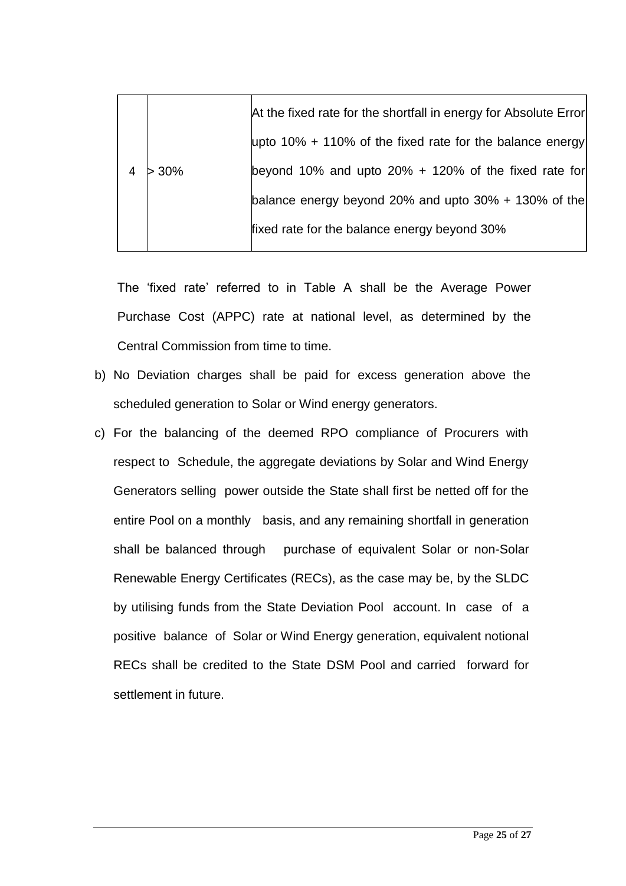| 4 | > 30% | At the fixed rate for the shortfall in energy for Absolute Error upto 10% + 110% of the fixed rate for the balance energy beyond 10% and upto 20% + 120% of the fixed rate for balance energy beyond 20% and upto 30% + 130% of the fixed rate for the balance energy beyond 30% |
|---|---|---|

The 'fixed rate' referred to in Table A shall be the Average Power Purchase Cost (APPC) rate at national level, as determined by the Central Commission from time to time.

b) No Deviation charges shall be paid for excess generation above the scheduled generation to Solar or Wind energy generators.

c) For the balancing of the deemed RPO compliance of Procurers with respect to Schedule, the aggregate deviations by Solar and Wind Energy Generators selling power outside the State shall first be netted off for the entire Pool on a monthly basis, and any remaining shortfall in generation shall be balanced through purchase of equivalent Solar or non-Solar Renewable Energy Certificates (RECs), as the case may be, by the SLDC by utilising funds from the State Deviation Pool account. In case of a positive balance of Solar or Wind Energy generation, equivalent notional RECs shall be credited to the State DSM Pool and carried forward for settlement in future.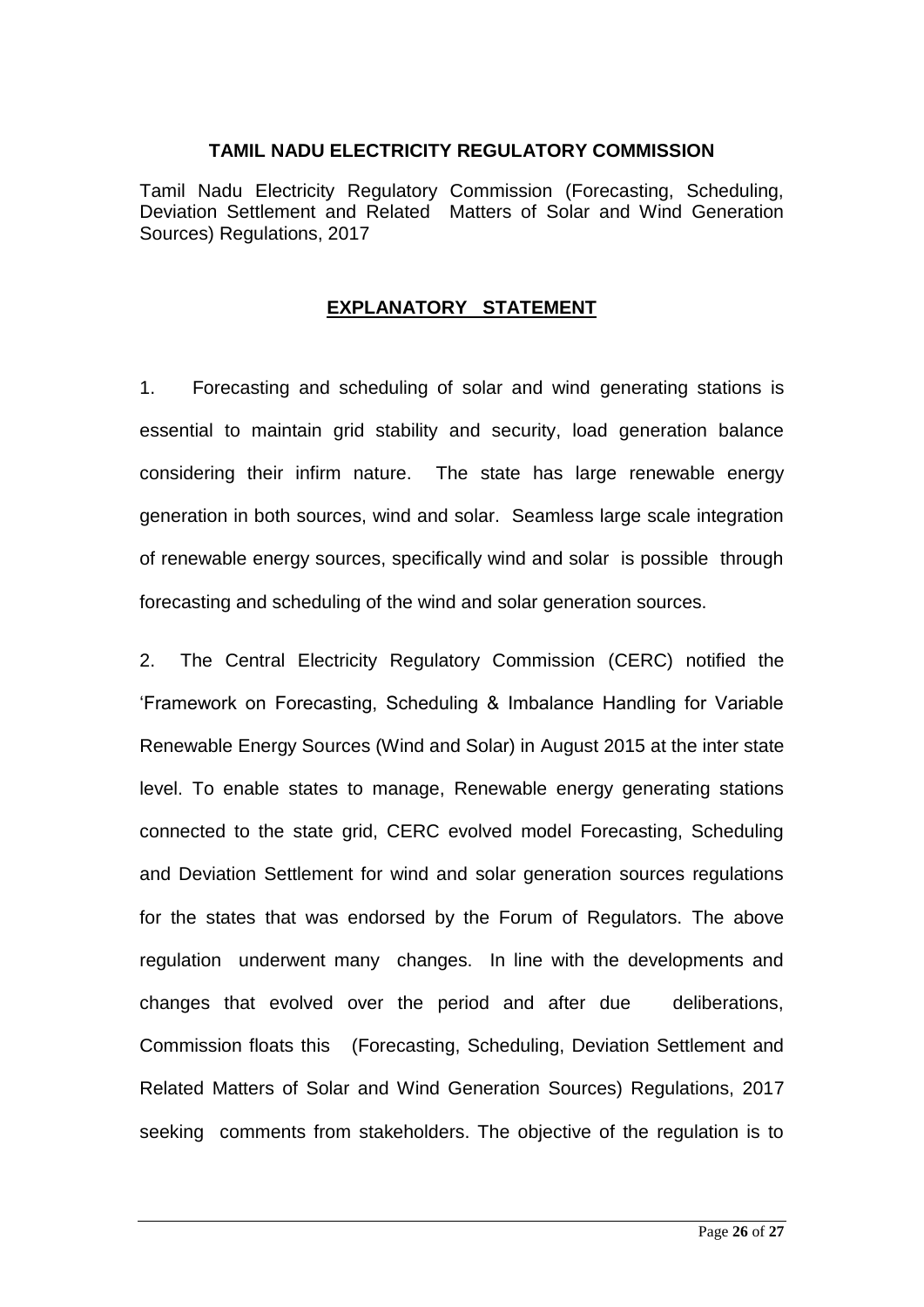**TAMIL NADU ELECTRICITY REGULATORY COMMISSION**

Tamil Nadu Electricity Regulatory Commission (Forecasting, Scheduling, Deviation Settlement and Related Matters of Solar and Wind Generation Sources) Regulations, 2017

## EXPLANATORY STATEMENT

1. Forecasting and scheduling of solar and wind generating stations is essential to maintain grid stability and security, load generation balance considering their infirm nature. The state has large renewable energy generation in both sources, wind and solar. Seamless large scale integration of renewable energy sources, specifically wind and solar is possible through forecasting and scheduling of the wind and solar generation sources.

2. The Central Electricity Regulatory Commission (CERC) notified the 'Framework on Forecasting, Scheduling & Imbalance Handling for Variable Renewable Energy Sources (Wind and Solar) in August 2015 at the inter state level. To enable states to manage, Renewable energy generating stations connected to the state grid, CERC evolved model Forecasting, Scheduling and Deviation Settlement for wind and solar generation sources regulations for the states that was endorsed by the Forum of Regulators. The above regulation underwent many changes. In line with the developments and changes that evolved over the period and after due deliberations, Commission floats this (Forecasting, Scheduling, Deviation Settlement and Related Matters of Solar and Wind Generation Sources) Regulations, 2017 seeking comments from stakeholders. The objective of the regulation is to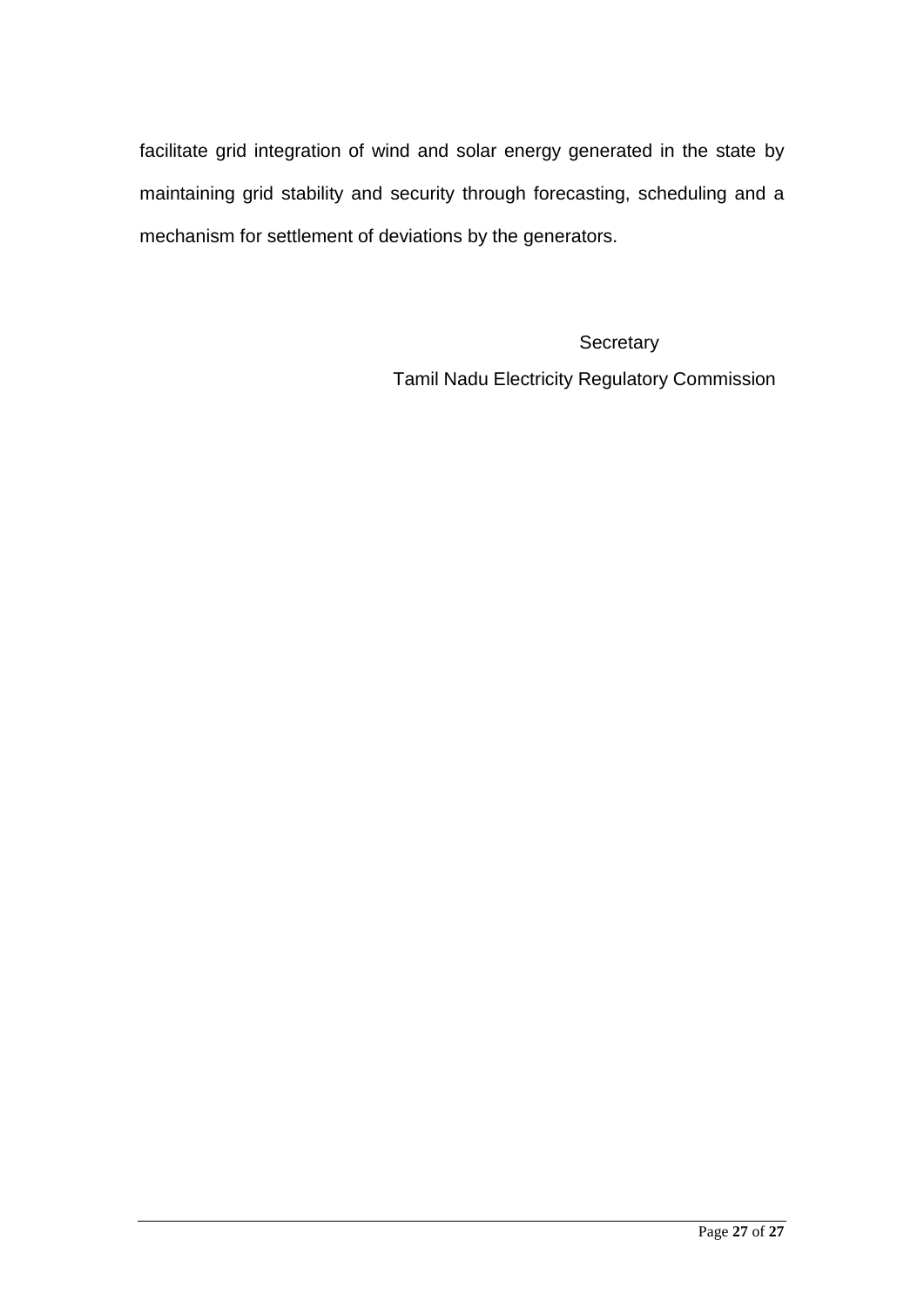facilitate grid integration of wind and solar energy generated in the state by maintaining grid stability and security through forecasting, scheduling and a mechanism for settlement of deviations by the generators.

Secretary

Tamil Nadu Electricity Regulatory Commission